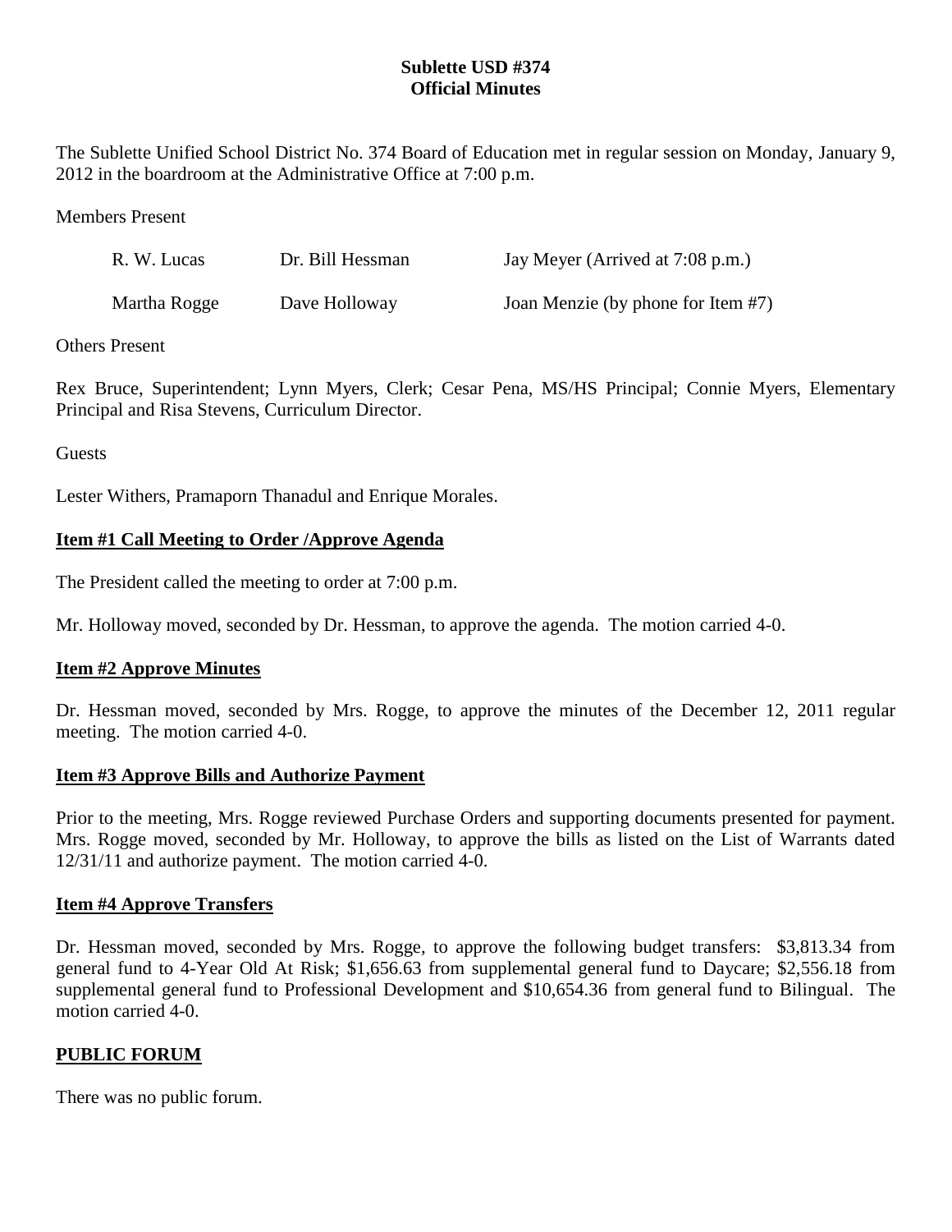**Sublette USD #374**
**Official Minutes**

The Sublette Unified School District No. 374 Board of Education met in regular session on Monday, January 9, 2012 in the boardroom at the Administrative Office at 7:00 p.m.

Members Present

| | | |
|---|---|---|
| R. W. Lucas | Dr. Bill Hessman | Jay Meyer (Arrived at 7:08 p.m.) |
| Martha Rogge | Dave Holloway | Joan Menzie (by phone for Item #7) |

Others Present

Rex Bruce, Superintendent; Lynn Myers, Clerk; Cesar Pena, MS/HS Principal; Connie Myers, Elementary Principal and Risa Stevens, Curriculum Director.

Guests

Lester Withers, Pramaporn Thanadul and Enrique Morales.

**Item #1 Call Meeting to Order /Approve Agenda**

The President called the meeting to order at 7:00 p.m.

Mr. Holloway moved, seconded by Dr. Hessman, to approve the agenda. The motion carried 4-0.

**Item #2 Approve Minutes**

Dr. Hessman moved, seconded by Mrs. Rogge, to approve the minutes of the December 12, 2011 regular meeting. The motion carried 4-0.

**Item #3 Approve Bills and Authorize Payment**

Prior to the meeting, Mrs. Rogge reviewed Purchase Orders and supporting documents presented for payment. Mrs. Rogge moved, seconded by Mr. Holloway, to approve the bills as listed on the List of Warrants dated 12/31/11 and authorize payment. The motion carried 4-0.

**Item #4 Approve Transfers**

Dr. Hessman moved, seconded by Mrs. Rogge, to approve the following budget transfers: $3,813.34 from general fund to 4-Year Old At Risk; $1,656.63 from supplemental general fund to Daycare; $2,556.18 from supplemental general fund to Professional Development and $10,654.36 from general fund to Bilingual. The motion carried 4-0.

**PUBLIC FORUM**

There was no public forum.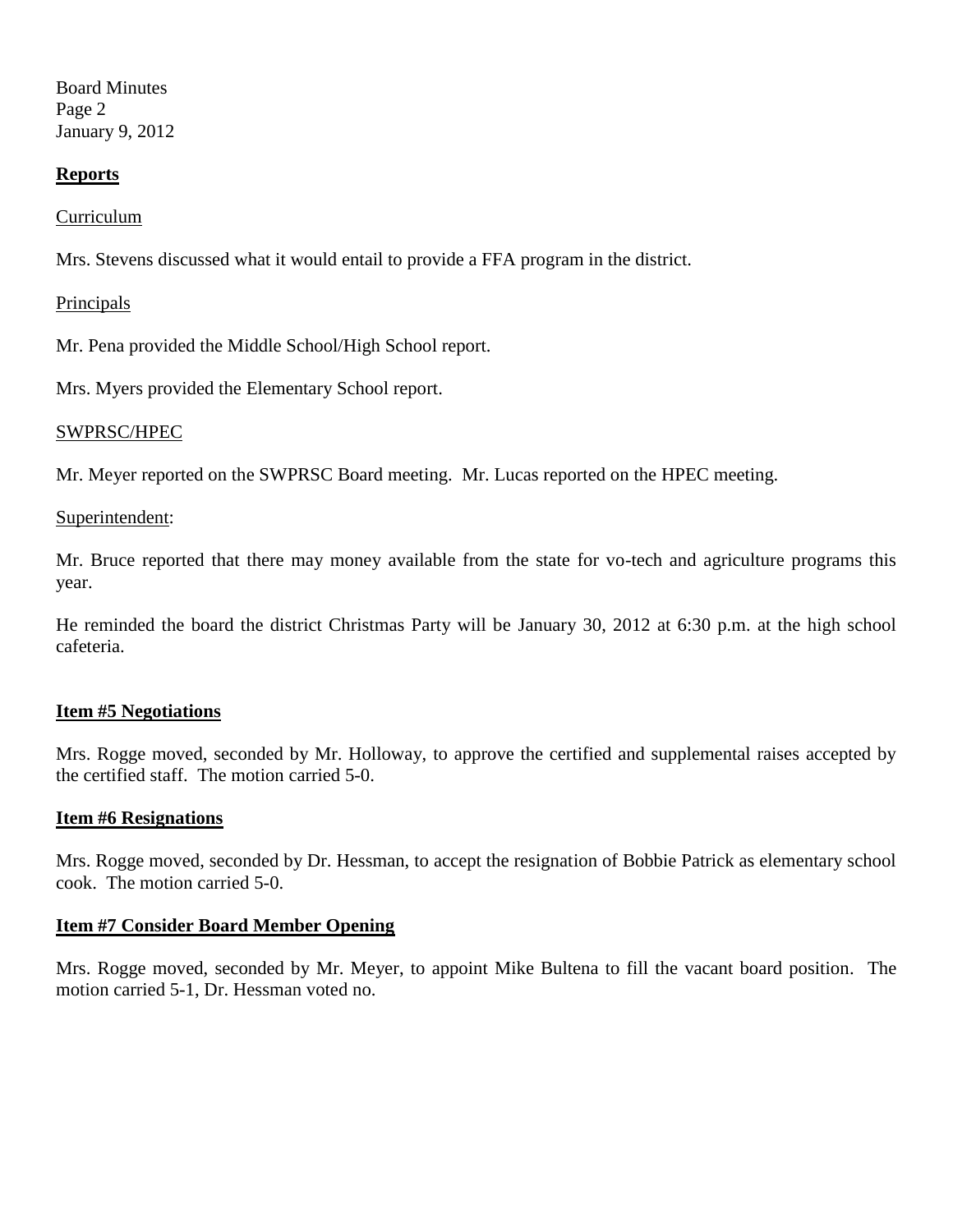## Reports

Curriculum

Mrs. Stevens discussed what it would entail to provide a FFA program in the district.

Principals

Mr. Pena provided the Middle School/High School report.

Mrs. Myers provided the Elementary School report.

SWPRSC/HPEC

Mr. Meyer reported on the SWPRSC Board meeting. Mr. Lucas reported on the HPEC meeting.

Superintendent:

Mr. Bruce reported that there may money available from the state for vo-tech and agriculture programs this year.

He reminded the board the district Christmas Party will be January 30, 2012 at 6:30 p.m. at the high school cafeteria.

## Item #5 Negotiations

Mrs. Rogge moved, seconded by Mr. Holloway, to approve the certified and supplemental raises accepted by the certified staff. The motion carried 5-0.

## Item #6 Resignations

Mrs. Rogge moved, seconded by Dr. Hessman, to accept the resignation of Bobbie Patrick as elementary school cook. The motion carried 5-0.

## Item #7 Consider Board Member Opening

Mrs. Rogge moved, seconded by Mr. Meyer, to appoint Mike Bultena to fill the vacant board position. The motion carried 5-1, Dr. Hessman voted no.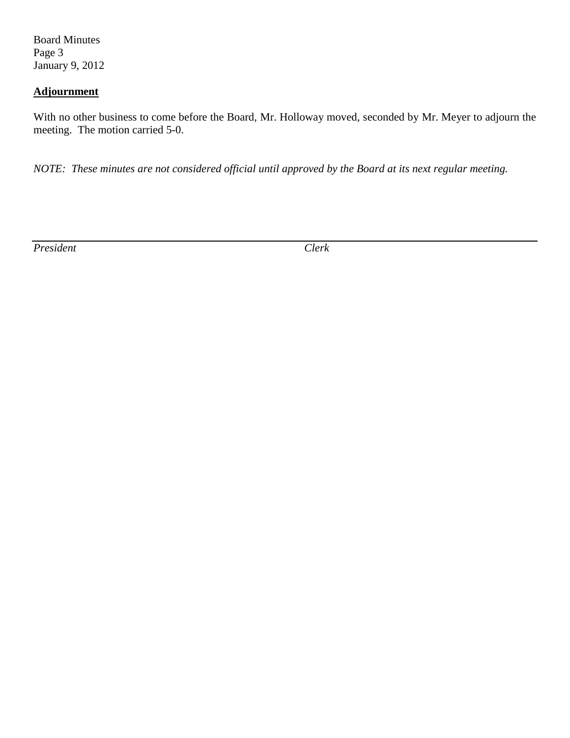## Adjournment

With no other business to come before the Board, Mr. Holloway moved, seconded by Mr. Meyer to adjourn the meeting. The motion carried 5-0.

*NOTE: These minutes are not considered official until approved by the Board at its next regular meeting.*

*President* *Clerk*